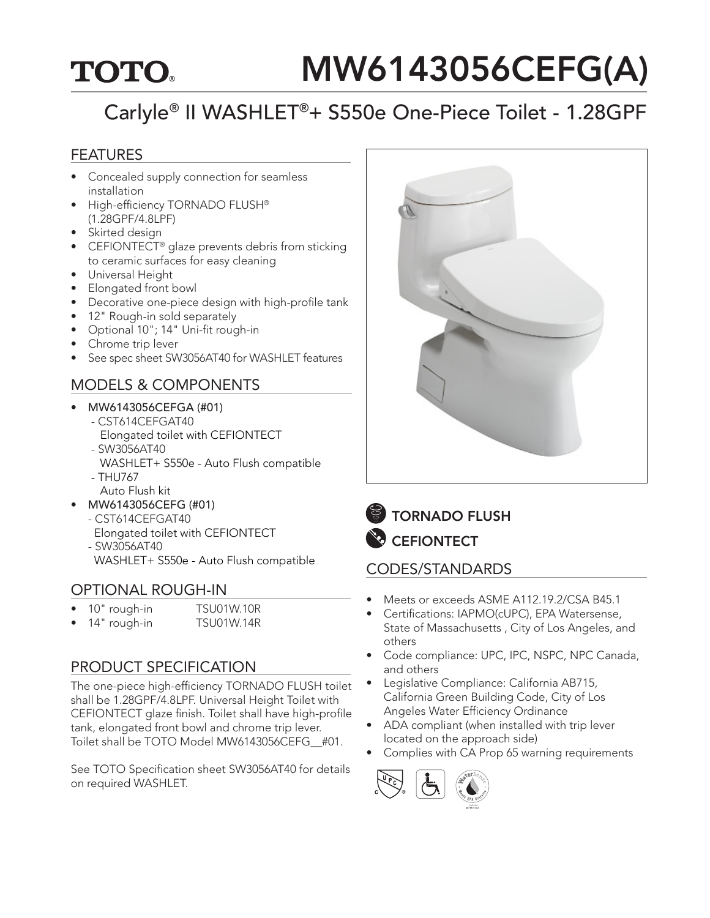TOTO®

# MW6143056CEFG(A)

## Carlyle® II WASHLET®+ S550e One-Piece Toilet - 1.28GPF

### FEATURES

- Concealed supply connection for seamless installation
- High-efficiency TORNADO FLUSH® (1.28GPF/4.8LPF)
- Skirted design
- CEFIONTECT® glaze prevents debris from sticking to ceramic surfaces for easy cleaning
- Universal Height
- Elongated front bowl
- Decorative one-piece design with high-profile tank
- 12" Rough-in sold separately
- Optional 10"; 14" Uni-fit rough-in
- Chrome trip lever
- See spec sheet SW3056AT40 for WASHLET features

### MODELS & COMPONENTS

- MW6143056CEFGA (#01)
  - CST614CEFGAT40
    Elongated toilet with CEFIONTECT
  - SW3056AT40
    WASHLET+ S550e - Auto Flush compatible
  - THU767
    Auto Flush kit
- MW6143056CEFG (#01)
  - CST614CEFGAT40
    Elongated toilet with CEFIONTECT
  - SW3056AT40
    WASHLET+ S550e - Auto Flush compatible

### OPTIONAL ROUGH-IN

| | |
|---|---|
| • 10" rough-in | TSU01W.10R |
| • 14" rough-in | TSU01W.14R |

### PRODUCT SPECIFICATION

The one-piece high-efficiency TORNADO FLUSH toilet shall be 1.28GPF/4.8LPF. Universal Height Toilet with CEFIONTECT glaze finish. Toilet shall have high-profile tank, elongated front bowl and chrome trip lever. Toilet shall be TOTO Model MW6143056CEFG__#01.

See TOTO Specification sheet SW3056AT40 for details on required WASHLET.

TORNADO FLUSH

CEFIONTECT

### CODES/STANDARDS

- Meets or exceeds ASME A112.19.2/CSA B45.1
- Certifications: IAPMO(cUPC), EPA Watersense, State of Massachusetts , City of Los Angeles, and others
- Code compliance: UPC, IPC, NSPC, NPC Canada, and others
- Legislative Compliance: California AB715, California Green Building Code, City of Los Angeles Water Efficiency Ordinance
- ADA compliant (when installed with trip lever located on the approach side)
- Complies with CA Prop 65 warning requirements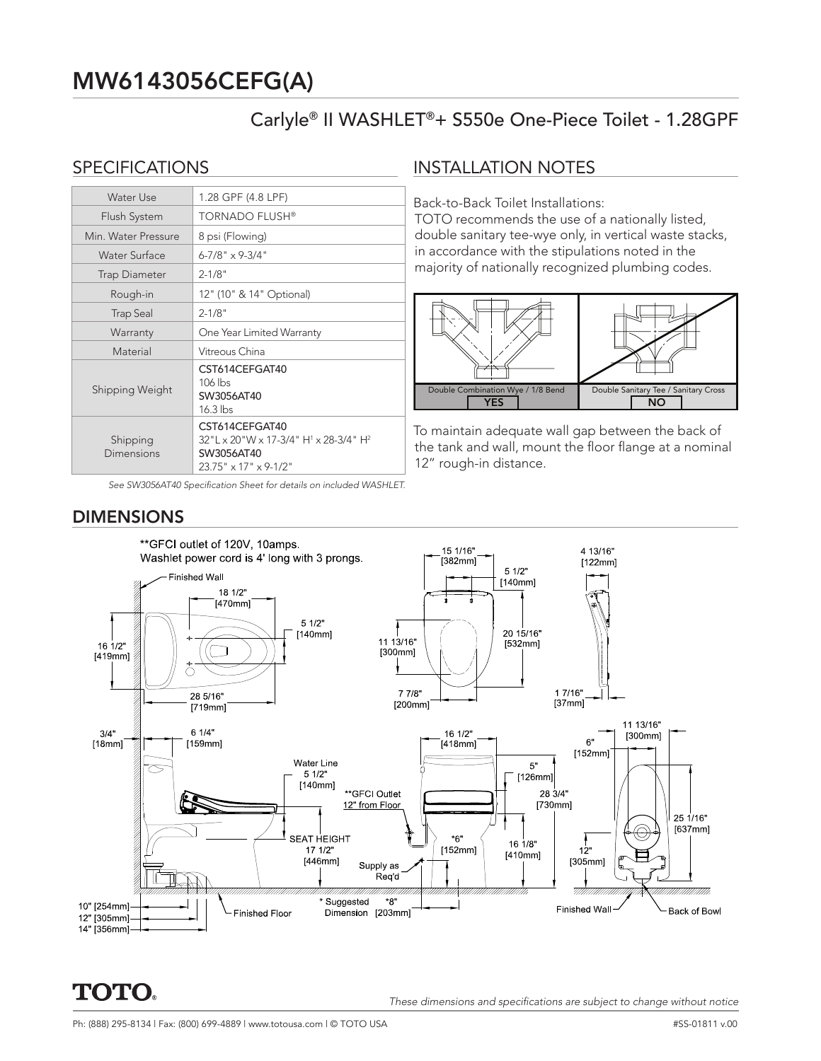# MW6143056CEFG(A)

## Carlyle® II WASHLET®+ S550e One-Piece Toilet - 1.28GPF

## SPECIFICATIONS

| | |
|---|---|
| Water Use | 1.28 GPF (4.8 LPF) |
| Flush System | TORNADO FLUSH® |
| Min. Water Pressure | 8 psi (Flowing) |
| Water Surface | 6-7/8" x 9-3/4" |
| Trap Diameter | 2-1/8" |
| Rough-in | 12" (10" & 14" Optional) |
| Trap Seal | 2-1/8" |
| Warranty | One Year Limited Warranty |
| Material | Vitreous China |
| Shipping Weight | CST614CEFGAT40<br>106 lbs<br>SW3056AT40<br>16.3 lbs |
| Shipping Dimensions | CST614CEFGAT40<br>32"L x 20"W x 17-3/4" H[1] x 28-3/4" H[2]<br>SW3056AT40<br>23.75" x 17" x 9-1/2" |

*See SW3056AT40 Specification Sheet for details on included WASHLET.*

## INSTALLATION NOTES

Back-to-Back Toilet Installations:
TOTO recommends the use of a nationally listed, double sanitary tee-wye only, in vertical waste stacks, in accordance with the stipulations noted in the majority of nationally recognized plumbing codes.

Double Combination Wye / 1/8 Bend
**YES**

Double Sanitary Tee / Sanitary Cross
**NO**

To maintain adequate wall gap between the back of the tank and wall, mount the floor flange at a nominal 12" rough-in distance.

## DIMENSIONS

**GFCI outlet of 120V, 10amps.
Washlet power cord is 4' long with 3 prongs.

Finished Wall
18 1/2" [470mm]
5 1/2" [140mm]
16 1/2" [419mm]
28 5/16" [719mm]
15 1/16" [382mm]
5 1/2" [140mm]
11 13/16" [300mm]
20 15/16" [532mm]
7 7/8" [200mm]
4 13/16" [122mm]
1 7/16" [37mm]
3/4" [18mm]
6 1/4" [159mm]
Water Line
5 1/2" [140mm]
**GFCI Outlet
12" from Floor
SEAT HEIGHT
17 1/2" [446mm]
16 1/2" [418mm]
5" [126mm]
28 3/4" [730mm]
*6" [152mm]
16 1/8" [410mm]
Supply as Req'd
11 13/16" [300mm]
6" [152mm]
25 1/16" [637mm]
12" [305mm]
10" [254mm]
12" [305mm]
14" [356mm]
Finished Floor
* Suggested Dimension
*8" [203mm]
Finished Wall
Back of Bowl

*These dimensions and specifications are subject to change without notice*

Ph: (888) 295-8134 | Fax: (800) 699-4889 | www.totousa.com | © TOTO USA

#SS-01811 v.00